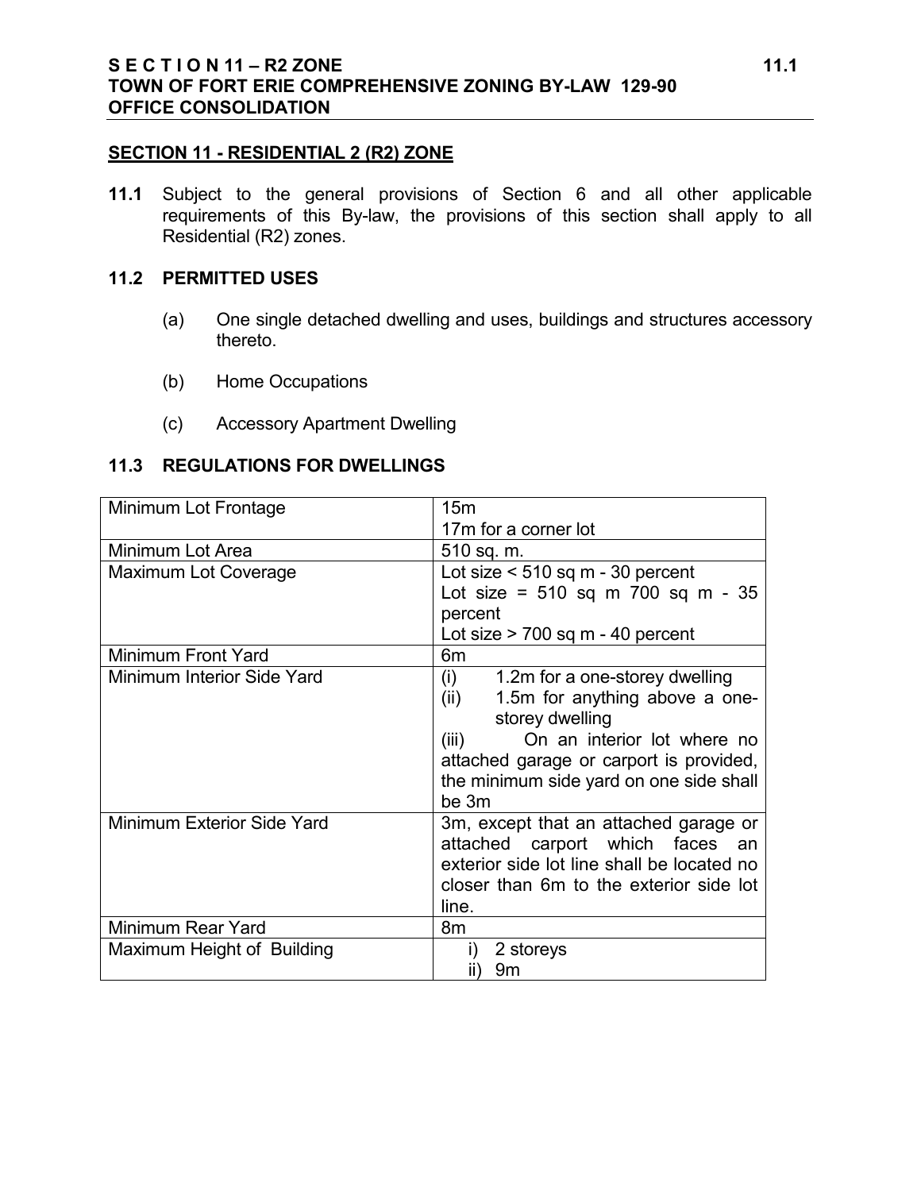## SECTION 11 - RESIDENTIAL 2 (R2) ZONE

**11.1** Subject to the general provisions of Section 6 and all other applicable requirements of this By-law, the provisions of this section shall apply to all Residential (R2) zones.

### 11.2 PERMITTED USES

(a) One single detached dwelling and uses, buildings and structures accessory thereto.

(b) Home Occupations

(c) Accessory Apartment Dwelling

### 11.3 REGULATIONS FOR DWELLINGS

| | |
|---|---|
| Minimum Lot Frontage | 15m<br>17m for a corner lot |
| Minimum Lot Area | 510 sq. m. |
| Maximum Lot Coverage | Lot size < 510 sq m - 30 percent<br>Lot size = 510 sq m 700 sq m - 35 percent<br>Lot size > 700 sq m - 40 percent |
| Minimum Front Yard | 6m |
| Minimum Interior Side Yard | (i) 1.2m for a one-storey dwelling<br>(ii) 1.5m for anything above a one-storey dwelling<br>(iii) On an interior lot where no attached garage or carport is provided, the minimum side yard on one side shall be 3m |
| Minimum Exterior Side Yard | 3m, except that an attached garage or attached carport which faces an exterior side lot line shall be located no closer than 6m to the exterior side lot line. |
| Minimum Rear Yard | 8m |
| Maximum Height of Building | i) 2 storeys<br>ii) 9m |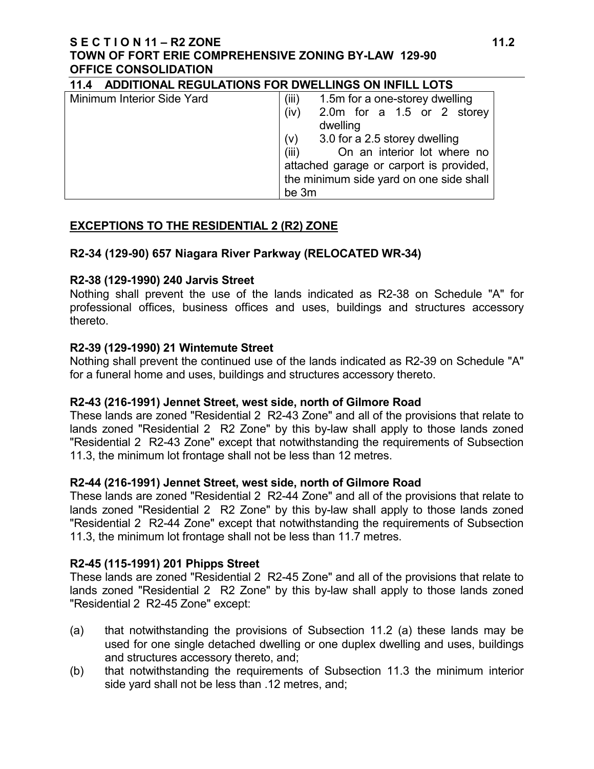## 11.4 ADDITIONAL REGULATIONS FOR DWELLINGS ON INFILL LOTS

| | |
|---|---|
| Minimum Interior Side Yard | (iii) 1.5m for a one-storey dwelling<br>(iv) 2.0m for a 1.5 or 2 storey dwelling<br>(v) 3.0 for a 2.5 storey dwelling<br>(iii) On an interior lot where no attached garage or carport is provided, the minimum side yard on one side shall be 3m |

## EXCEPTIONS TO THE RESIDENTIAL 2 (R2) ZONE

### R2-34 (129-90) 657 Niagara River Parkway (RELOCATED WR-34)

### R2-38 (129-1990) 240 Jarvis Street

Nothing shall prevent the use of the lands indicated as R2-38 on Schedule "A" for professional offices, business offices and uses, buildings and structures accessory thereto.

### R2-39 (129-1990) 21 Wintemute Street

Nothing shall prevent the continued use of the lands indicated as R2-39 on Schedule "A" for a funeral home and uses, buildings and structures accessory thereto.

### R2-43 (216-1991) Jennet Street, west side, north of Gilmore Road

These lands are zoned "Residential 2 R2-43 Zone" and all of the provisions that relate to lands zoned "Residential 2 R2 Zone" by this by-law shall apply to those lands zoned "Residential 2 R2-43 Zone" except that notwithstanding the requirements of Subsection 11.3, the minimum lot frontage shall not be less than 12 metres.

### R2-44 (216-1991) Jennet Street, west side, north of Gilmore Road

These lands are zoned "Residential 2 R2-44 Zone" and all of the provisions that relate to lands zoned "Residential 2 R2 Zone" by this by-law shall apply to those lands zoned "Residential 2 R2-44 Zone" except that notwithstanding the requirements of Subsection 11.3, the minimum lot frontage shall not be less than 11.7 metres.

### R2-45 (115-1991) 201 Phipps Street

These lands are zoned "Residential 2 R2-45 Zone" and all of the provisions that relate to lands zoned "Residential 2 R2 Zone" by this by-law shall apply to those lands zoned "Residential 2 R2-45 Zone" except:

(a) that notwithstanding the provisions of Subsection 11.2 (a) these lands may be used for one single detached dwelling or one duplex dwelling and uses, buildings and structures accessory thereto, and;

(b) that notwithstanding the requirements of Subsection 11.3 the minimum interior side yard shall not be less than .12 metres, and;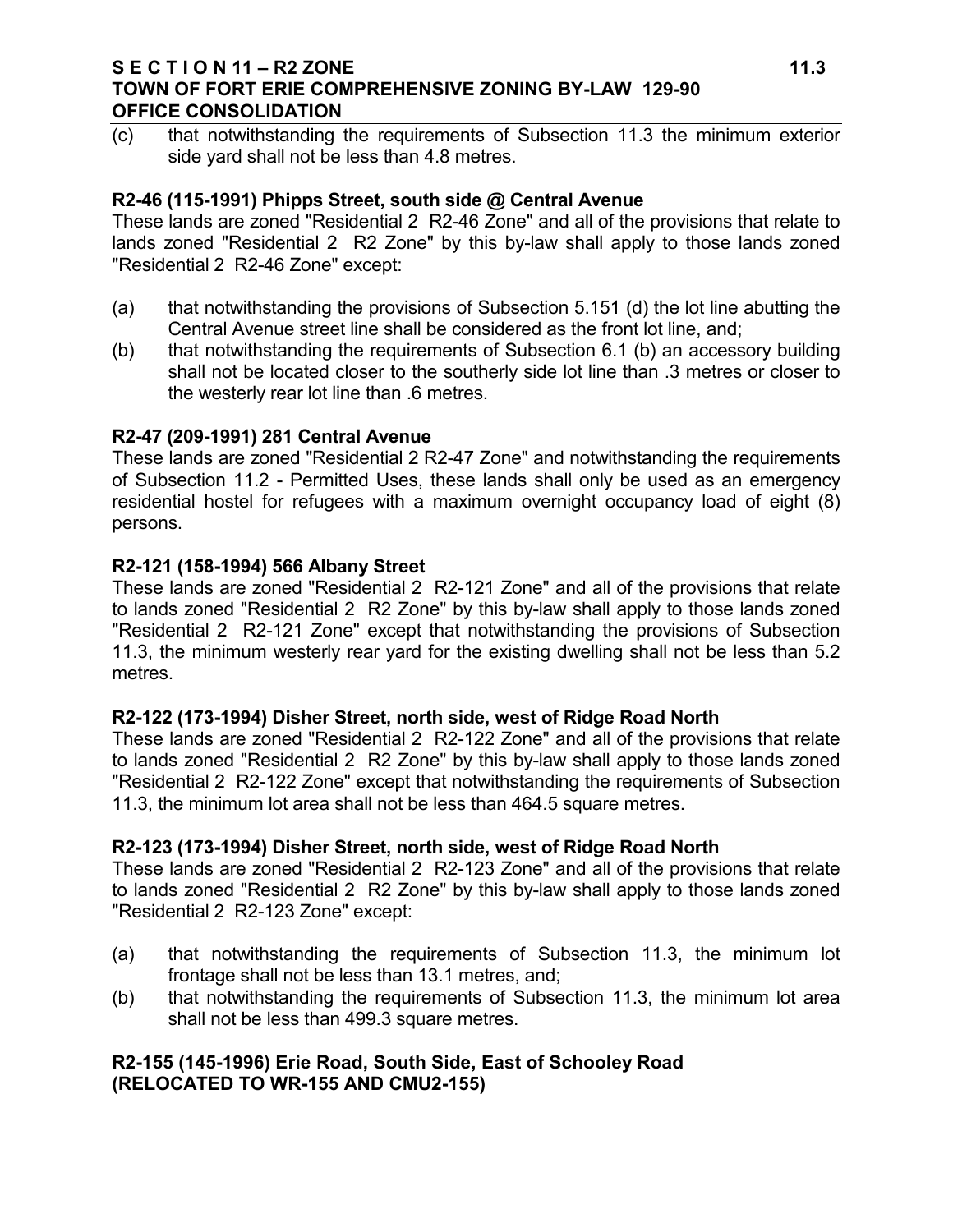(c) that notwithstanding the requirements of Subsection 11.3 the minimum exterior side yard shall not be less than 4.8 metres.

**R2-46 (115-1991) Phipps Street, south side @ Central Avenue**
These lands are zoned "Residential 2 R2-46 Zone" and all of the provisions that relate to lands zoned "Residential 2 R2 Zone" by this by-law shall apply to those lands zoned "Residential 2 R2-46 Zone" except:

(a) that notwithstanding the provisions of Subsection 5.151 (d) the lot line abutting the Central Avenue street line shall be considered as the front lot line, and;
(b) that notwithstanding the requirements of Subsection 6.1 (b) an accessory building shall not be located closer to the southerly side lot line than .3 metres or closer to the westerly rear lot line than .6 metres.

**R2-47 (209-1991) 281 Central Avenue**
These lands are zoned "Residential 2 R2-47 Zone" and notwithstanding the requirements of Subsection 11.2 - Permitted Uses, these lands shall only be used as an emergency residential hostel for refugees with a maximum overnight occupancy load of eight (8) persons.

**R2-121 (158-1994) 566 Albany Street**
These lands are zoned "Residential 2 R2-121 Zone" and all of the provisions that relate to lands zoned "Residential 2 R2 Zone" by this by-law shall apply to those lands zoned "Residential 2 R2-121 Zone" except that notwithstanding the provisions of Subsection 11.3, the minimum westerly rear yard for the existing dwelling shall not be less than 5.2 metres.

**R2-122 (173-1994) Disher Street, north side, west of Ridge Road North**
These lands are zoned "Residential 2 R2-122 Zone" and all of the provisions that relate to lands zoned "Residential 2 R2 Zone" by this by-law shall apply to those lands zoned "Residential 2 R2-122 Zone" except that notwithstanding the requirements of Subsection 11.3, the minimum lot area shall not be less than 464.5 square metres.

**R2-123 (173-1994) Disher Street, north side, west of Ridge Road North**
These lands are zoned "Residential 2 R2-123 Zone" and all of the provisions that relate to lands zoned "Residential 2 R2 Zone" by this by-law shall apply to those lands zoned "Residential 2 R2-123 Zone" except:

(a) that notwithstanding the requirements of Subsection 11.3, the minimum lot frontage shall not be less than 13.1 metres, and;
(b) that notwithstanding the requirements of Subsection 11.3, the minimum lot area shall not be less than 499.3 square metres.

**R2-155 (145-1996) Erie Road, South Side, East of Schooley Road (RELOCATED TO WR-155 AND CMU2-155)**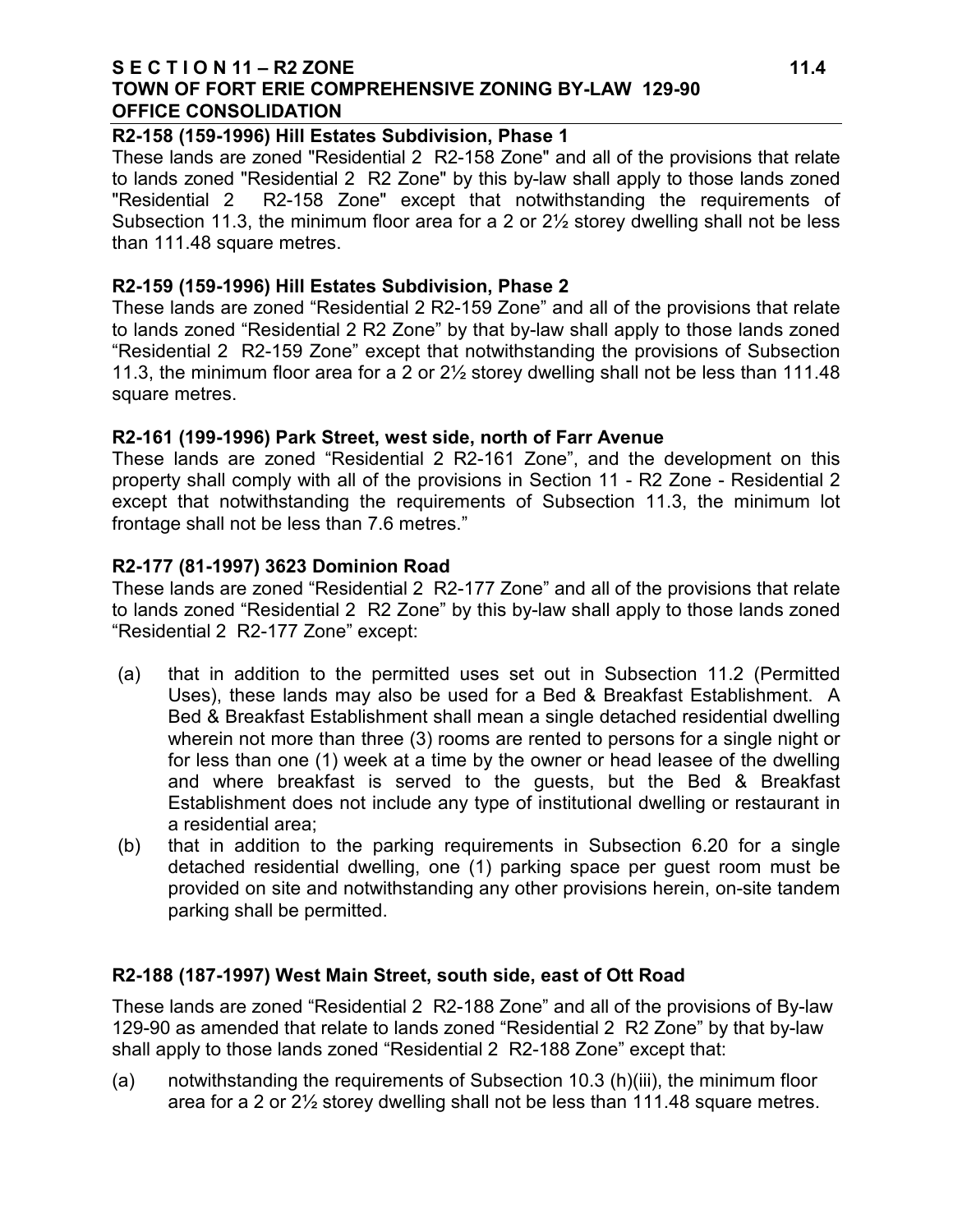**R2-158 (159-1996) Hill Estates Subdivision, Phase 1**

These lands are zoned "Residential 2 R2-158 Zone" and all of the provisions that relate to lands zoned "Residential 2 R2 Zone" by this by-law shall apply to those lands zoned "Residential 2 R2-158 Zone" except that notwithstanding the requirements of Subsection 11.3, the minimum floor area for a 2 or 2½ storey dwelling shall not be less than 111.48 square metres.

**R2-159 (159-1996) Hill Estates Subdivision, Phase 2**

These lands are zoned "Residential 2 R2-159 Zone" and all of the provisions that relate to lands zoned "Residential 2 R2 Zone" by that by-law shall apply to those lands zoned "Residential 2 R2-159 Zone" except that notwithstanding the provisions of Subsection 11.3, the minimum floor area for a 2 or 2½ storey dwelling shall not be less than 111.48 square metres.

**R2-161 (199-1996) Park Street, west side, north of Farr Avenue**

These lands are zoned "Residential 2 R2-161 Zone", and the development on this property shall comply with all of the provisions in Section 11 - R2 Zone - Residential 2 except that notwithstanding the requirements of Subsection 11.3, the minimum lot frontage shall not be less than 7.6 metres."

**R2-177 (81-1997) 3623 Dominion Road**

These lands are zoned "Residential 2 R2-177 Zone" and all of the provisions that relate to lands zoned "Residential 2 R2 Zone" by this by-law shall apply to those lands zoned "Residential 2 R2-177 Zone" except:

(a) that in addition to the permitted uses set out in Subsection 11.2 (Permitted Uses), these lands may also be used for a Bed & Breakfast Establishment. A Bed & Breakfast Establishment shall mean a single detached residential dwelling wherein not more than three (3) rooms are rented to persons for a single night or for less than one (1) week at a time by the owner or head leasee of the dwelling and where breakfast is served to the guests, but the Bed & Breakfast Establishment does not include any type of institutional dwelling or restaurant in a residential area;

(b) that in addition to the parking requirements in Subsection 6.20 for a single detached residential dwelling, one (1) parking space per guest room must be provided on site and notwithstanding any other provisions herein, on-site tandem parking shall be permitted.

**R2-188 (187-1997) West Main Street, south side, east of Ott Road**

These lands are zoned "Residential 2 R2-188 Zone" and all of the provisions of By-law 129-90 as amended that relate to lands zoned "Residential 2 R2 Zone" by that by-law shall apply to those lands zoned "Residential 2 R2-188 Zone" except that:

(a) notwithstanding the requirements of Subsection 10.3 (h)(iii), the minimum floor area for a 2 or 2½ storey dwelling shall not be less than 111.48 square metres.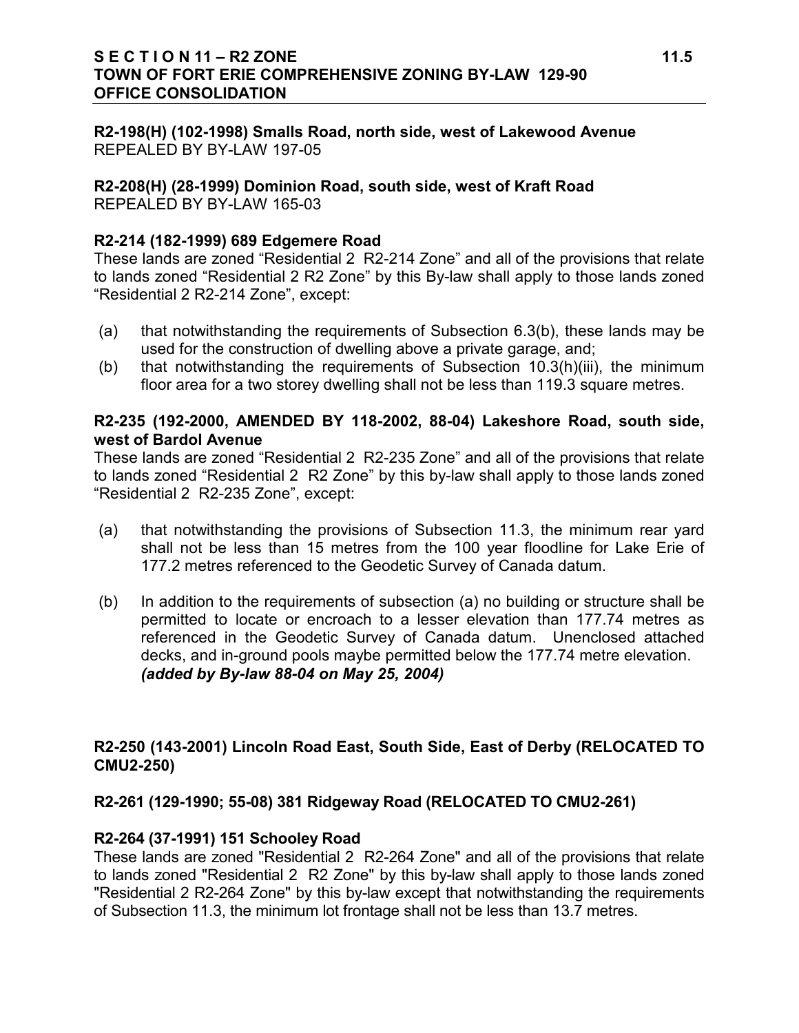**R2-198(H) (102-1998) Smalls Road, north side, west of Lakewood Avenue**
REPEALED BY BY-LAW 197-05

**R2-208(H) (28-1999) Dominion Road, south side, west of Kraft Road**
REPEALED BY BY-LAW 165-03

**R2-214 (182-1999) 689 Edgemere Road**
These lands are zoned "Residential 2 R2-214 Zone" and all of the provisions that relate to lands zoned "Residential 2 R2 Zone" by this By-law shall apply to those lands zoned "Residential 2 R2-214 Zone", except:

(a) that notwithstanding the requirements of Subsection 6.3(b), these lands may be used for the construction of dwelling above a private garage, and;
(b) that notwithstanding the requirements of Subsection 10.3(h)(iii), the minimum floor area for a two storey dwelling shall not be less than 119.3 square metres.

**R2-235 (192-2000, AMENDED BY 118-2002, 88-04) Lakeshore Road, south side, west of Bardol Avenue**
These lands are zoned "Residential 2 R2-235 Zone" and all of the provisions that relate to lands zoned "Residential 2 R2 Zone" by this by-law shall apply to those lands zoned "Residential 2 R2-235 Zone", except:

(a) that notwithstanding the provisions of Subsection 11.3, the minimum rear yard shall not be less than 15 metres from the 100 year floodline for Lake Erie of 177.2 metres referenced to the Geodetic Survey of Canada datum.

(b) In addition to the requirements of subsection (a) no building or structure shall be permitted to locate or encroach to a lesser elevation than 177.74 metres as referenced in the Geodetic Survey of Canada datum. Unenclosed attached decks, and in-ground pools maybe permitted below the 177.74 metre elevation. ***(added by By-law 88-04 on May 25, 2004)***

**R2-250 (143-2001) Lincoln Road East, South Side, East of Derby (RELOCATED TO CMU2-250)**

**R2-261 (129-1990; 55-08) 381 Ridgeway Road (RELOCATED TO CMU2-261)**

**R2-264 (37-1991) 151 Schooley Road**
These lands are zoned "Residential 2 R2-264 Zone" and all of the provisions that relate to lands zoned "Residential 2 R2 Zone" by this by-law shall apply to those lands zoned "Residential 2 R2-264 Zone" by this by-law except that notwithstanding the requirements of Subsection 11.3, the minimum lot frontage shall not be less than 13.7 metres.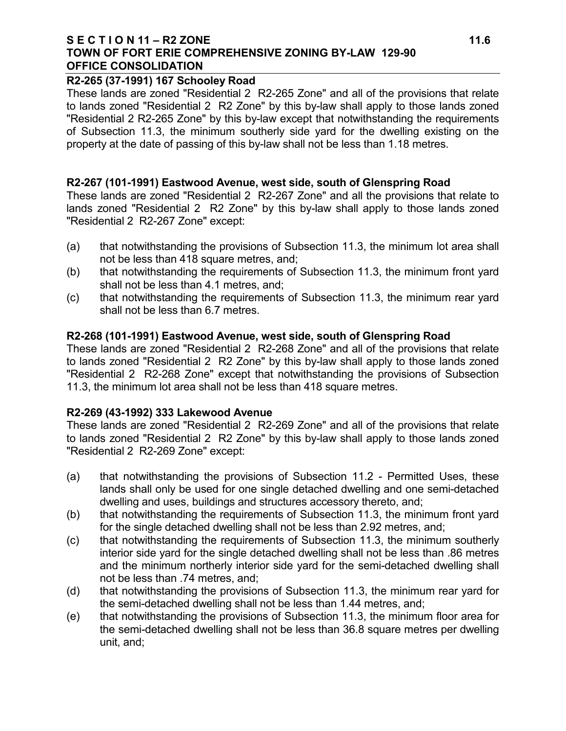**R2-265 (37-1991) 167 Schooley Road**

These lands are zoned "Residential 2 R2-265 Zone" and all of the provisions that relate to lands zoned "Residential 2 R2 Zone" by this by-law shall apply to those lands zoned "Residential 2 R2-265 Zone" by this by-law except that notwithstanding the requirements of Subsection 11.3, the minimum southerly side yard for the dwelling existing on the property at the date of passing of this by-law shall not be less than 1.18 metres.

**R2-267 (101-1991) Eastwood Avenue, west side, south of Glenspring Road**

These lands are zoned "Residential 2 R2-267 Zone" and all the provisions that relate to lands zoned "Residential 2 R2 Zone" by this by-law shall apply to those lands zoned "Residential 2 R2-267 Zone" except:

(a) that notwithstanding the provisions of Subsection 11.3, the minimum lot area shall not be less than 418 square metres, and;
(b) that notwithstanding the requirements of Subsection 11.3, the minimum front yard shall not be less than 4.1 metres, and;
(c) that notwithstanding the requirements of Subsection 11.3, the minimum rear yard shall not be less than 6.7 metres.

**R2-268 (101-1991) Eastwood Avenue, west side, south of Glenspring Road**

These lands are zoned "Residential 2 R2-268 Zone" and all of the provisions that relate to lands zoned "Residential 2 R2 Zone" by this by-law shall apply to those lands zoned "Residential 2 R2-268 Zone" except that notwithstanding the provisions of Subsection 11.3, the minimum lot area shall not be less than 418 square metres.

**R2-269 (43-1992) 333 Lakewood Avenue**

These lands are zoned "Residential 2 R2-269 Zone" and all of the provisions that relate to lands zoned "Residential 2 R2 Zone" by this by-law shall apply to those lands zoned "Residential 2 R2-269 Zone" except:

(a) that notwithstanding the provisions of Subsection 11.2 - Permitted Uses, these lands shall only be used for one single detached dwelling and one semi-detached dwelling and uses, buildings and structures accessory thereto, and;
(b) that notwithstanding the requirements of Subsection 11.3, the minimum front yard for the single detached dwelling shall not be less than 2.92 metres, and;
(c) that notwithstanding the requirements of Subsection 11.3, the minimum southerly interior side yard for the single detached dwelling shall not be less than .86 metres and the minimum northerly interior side yard for the semi-detached dwelling shall not be less than .74 metres, and;
(d) that notwithstanding the provisions of Subsection 11.3, the minimum rear yard for the semi-detached dwelling shall not be less than 1.44 metres, and;
(e) that notwithstanding the provisions of Subsection 11.3, the minimum floor area for the semi-detached dwelling shall not be less than 36.8 square metres per dwelling unit, and;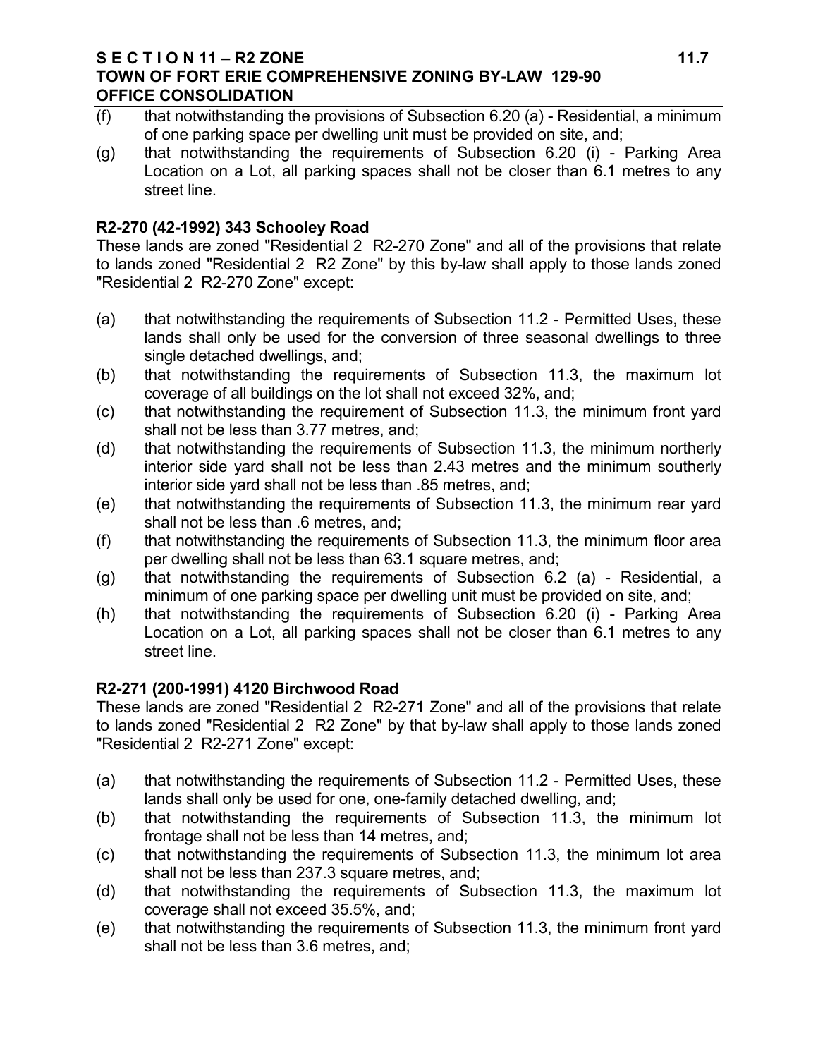(f) that notwithstanding the provisions of Subsection 6.20 (a) - Residential, a minimum of one parking space per dwelling unit must be provided on site, and;
(g) that notwithstanding the requirements of Subsection 6.20 (i) - Parking Area Location on a Lot, all parking spaces shall not be closer than 6.1 metres to any street line.

**R2-270 (42-1992) 343 Schooley Road**

These lands are zoned "Residential 2 R2-270 Zone" and all of the provisions that relate to lands zoned "Residential 2 R2 Zone" by this by-law shall apply to those lands zoned "Residential 2 R2-270 Zone" except:

(a) that notwithstanding the requirements of Subsection 11.2 - Permitted Uses, these lands shall only be used for the conversion of three seasonal dwellings to three single detached dwellings, and;
(b) that notwithstanding the requirements of Subsection 11.3, the maximum lot coverage of all buildings on the lot shall not exceed 32%, and;
(c) that notwithstanding the requirement of Subsection 11.3, the minimum front yard shall not be less than 3.77 metres, and;
(d) that notwithstanding the requirements of Subsection 11.3, the minimum northerly interior side yard shall not be less than 2.43 metres and the minimum southerly interior side yard shall not be less than .85 metres, and;
(e) that notwithstanding the requirements of Subsection 11.3, the minimum rear yard shall not be less than .6 metres, and;
(f) that notwithstanding the requirements of Subsection 11.3, the minimum floor area per dwelling shall not be less than 63.1 square metres, and;
(g) that notwithstanding the requirements of Subsection 6.2 (a) - Residential, a minimum of one parking space per dwelling unit must be provided on site, and;
(h) that notwithstanding the requirements of Subsection 6.20 (i) - Parking Area Location on a Lot, all parking spaces shall not be closer than 6.1 metres to any street line.

**R2-271 (200-1991) 4120 Birchwood Road**

These lands are zoned "Residential 2 R2-271 Zone" and all of the provisions that relate to lands zoned "Residential 2 R2 Zone" by that by-law shall apply to those lands zoned "Residential 2 R2-271 Zone" except:

(a) that notwithstanding the requirements of Subsection 11.2 - Permitted Uses, these lands shall only be used for one, one-family detached dwelling, and;
(b) that notwithstanding the requirements of Subsection 11.3, the minimum lot frontage shall not be less than 14 metres, and;
(c) that notwithstanding the requirements of Subsection 11.3, the minimum lot area shall not be less than 237.3 square metres, and;
(d) that notwithstanding the requirements of Subsection 11.3, the maximum lot coverage shall not exceed 35.5%, and;
(e) that notwithstanding the requirements of Subsection 11.3, the minimum front yard shall not be less than 3.6 metres, and;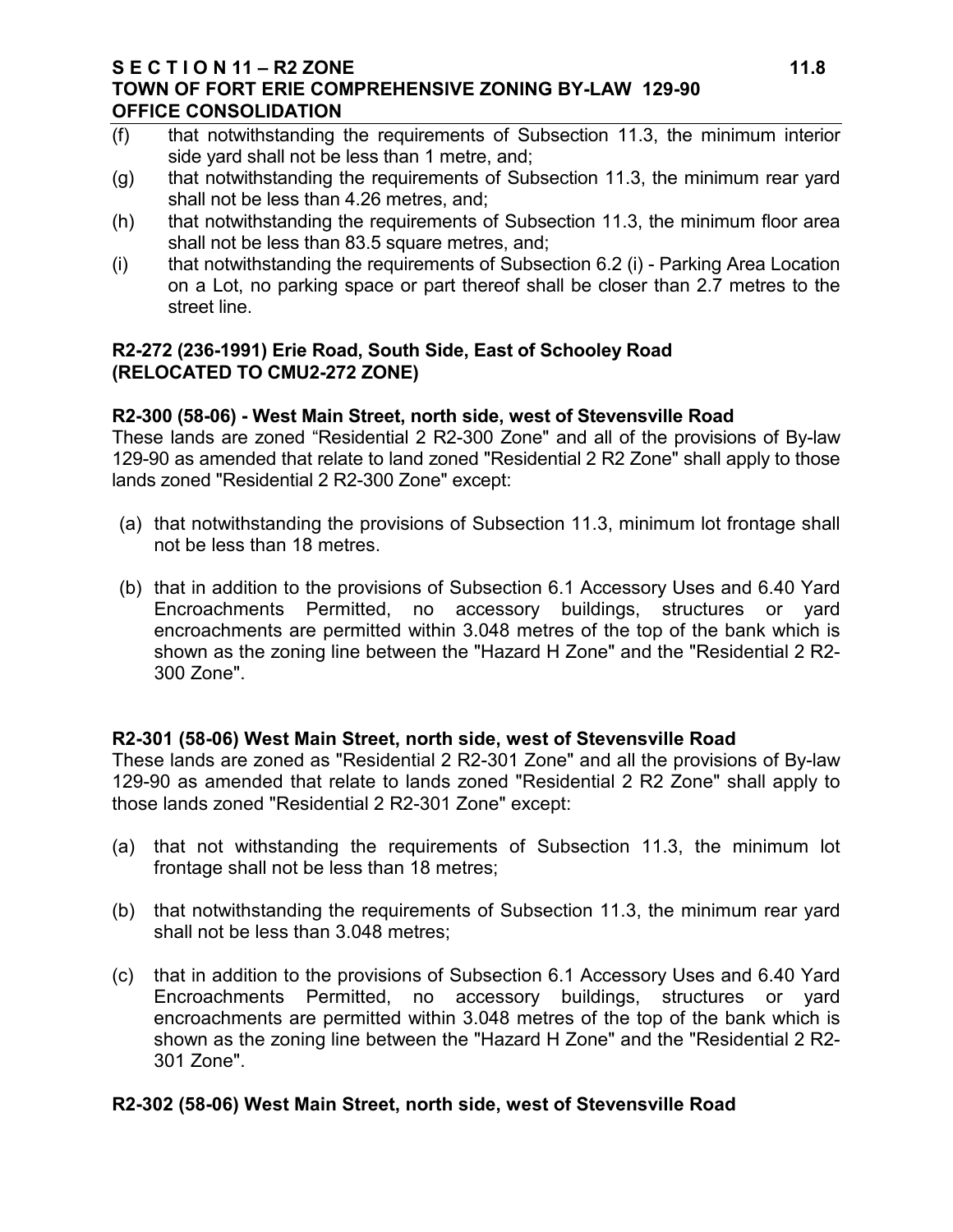(f) that notwithstanding the requirements of Subsection 11.3, the minimum interior side yard shall not be less than 1 metre, and;

(g) that notwithstanding the requirements of Subsection 11.3, the minimum rear yard shall not be less than 4.26 metres, and;

(h) that notwithstanding the requirements of Subsection 11.3, the minimum floor area shall not be less than 83.5 square metres, and;

(i) that notwithstanding the requirements of Subsection 6.2 (i) - Parking Area Location on a Lot, no parking space or part thereof shall be closer than 2.7 metres to the street line.

**R2-272 (236-1991) Erie Road, South Side, East of Schooley Road (RELOCATED TO CMU2-272 ZONE)**

**R2-300 (58-06) - West Main Street, north side, west of Stevensville Road**

These lands are zoned “Residential 2 R2-300 Zone" and all of the provisions of By-law 129-90 as amended that relate to land zoned "Residential 2 R2 Zone" shall apply to those lands zoned "Residential 2 R2-300 Zone" except:

(a) that notwithstanding the provisions of Subsection 11.3, minimum lot frontage shall not be less than 18 metres.

(b) that in addition to the provisions of Subsection 6.1 Accessory Uses and 6.40 Yard Encroachments Permitted, no accessory buildings, structures or yard encroachments are permitted within 3.048 metres of the top of the bank which is shown as the zoning line between the "Hazard H Zone" and the "Residential 2 R2-300 Zone".

**R2-301 (58-06) West Main Street, north side, west of Stevensville Road**

These lands are zoned as "Residential 2 R2-301 Zone" and all the provisions of By-law 129-90 as amended that relate to lands zoned "Residential 2 R2 Zone" shall apply to those lands zoned "Residential 2 R2-301 Zone" except:

(a) that not withstanding the requirements of Subsection 11.3, the minimum lot frontage shall not be less than 18 metres;

(b) that notwithstanding the requirements of Subsection 11.3, the minimum rear yard shall not be less than 3.048 metres;

(c) that in addition to the provisions of Subsection 6.1 Accessory Uses and 6.40 Yard Encroachments Permitted, no accessory buildings, structures or yard encroachments are permitted within 3.048 metres of the top of the bank which is shown as the zoning line between the "Hazard H Zone" and the "Residential 2 R2-301 Zone".

**R2-302 (58-06) West Main Street, north side, west of Stevensville Road**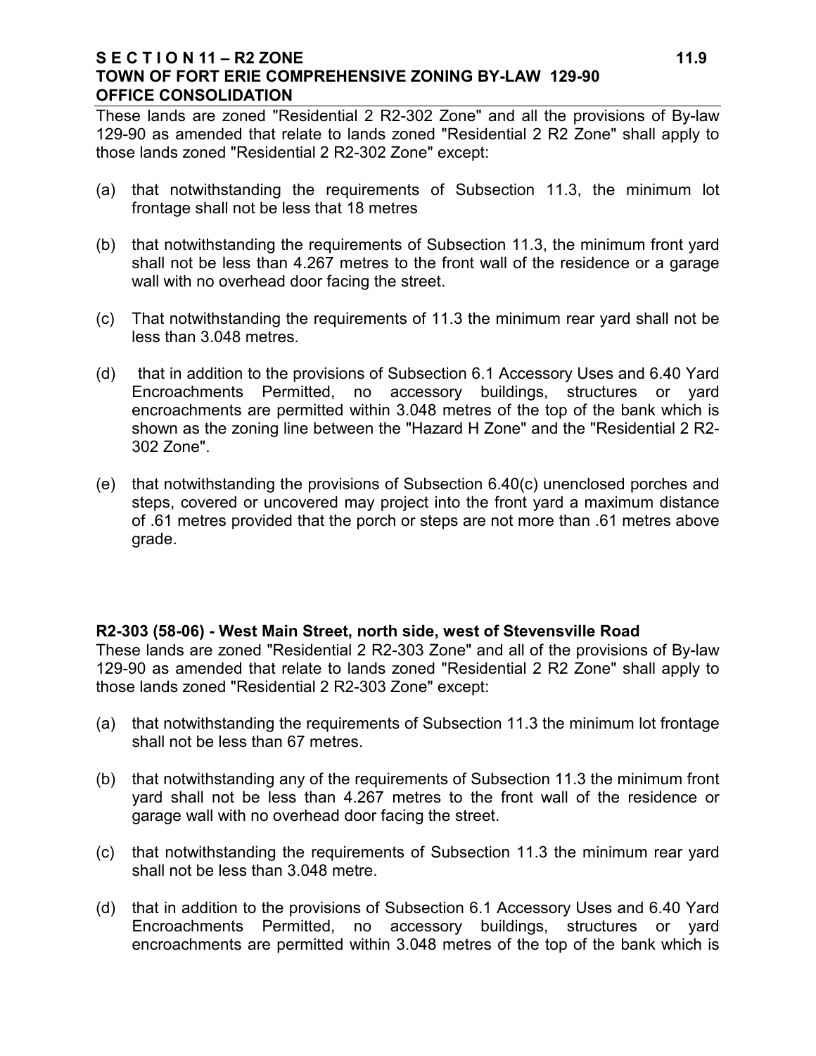These lands are zoned "Residential 2 R2-302 Zone" and all the provisions of By-law 129-90 as amended that relate to lands zoned "Residential 2 R2 Zone" shall apply to those lands zoned "Residential 2 R2-302 Zone" except:

(a) that notwithstanding the requirements of Subsection 11.3, the minimum lot frontage shall not be less that 18 metres

(b) that notwithstanding the requirements of Subsection 11.3, the minimum front yard shall not be less than 4.267 metres to the front wall of the residence or a garage wall with no overhead door facing the street.

(c) That notwithstanding the requirements of 11.3 the minimum rear yard shall not be less than 3.048 metres.

(d) that in addition to the provisions of Subsection 6.1 Accessory Uses and 6.40 Yard Encroachments Permitted, no accessory buildings, structures or yard encroachments are permitted within 3.048 metres of the top of the bank which is shown as the zoning line between the "Hazard H Zone" and the "Residential 2 R2-302 Zone".

(e) that notwithstanding the provisions of Subsection 6.40(c) unenclosed porches and steps, covered or uncovered may project into the front yard a maximum distance of .61 metres provided that the porch or steps are not more than .61 metres above grade.

**R2-303 (58-06) - West Main Street, north side, west of Stevensville Road**

These lands are zoned "Residential 2 R2-303 Zone" and all of the provisions of By-law 129-90 as amended that relate to lands zoned "Residential 2 R2 Zone" shall apply to those lands zoned "Residential 2 R2-303 Zone" except:

(a) that notwithstanding the requirements of Subsection 11.3 the minimum lot frontage shall not be less than 67 metres.

(b) that notwithstanding any of the requirements of Subsection 11.3 the minimum front yard shall not be less than 4.267 metres to the front wall of the residence or garage wall with no overhead door facing the street.

(c) that notwithstanding the requirements of Subsection 11.3 the minimum rear yard shall not be less than 3.048 metre.

(d) that in addition to the provisions of Subsection 6.1 Accessory Uses and 6.40 Yard Encroachments Permitted, no accessory buildings, structures or yard encroachments are permitted within 3.048 metres of the top of the bank which is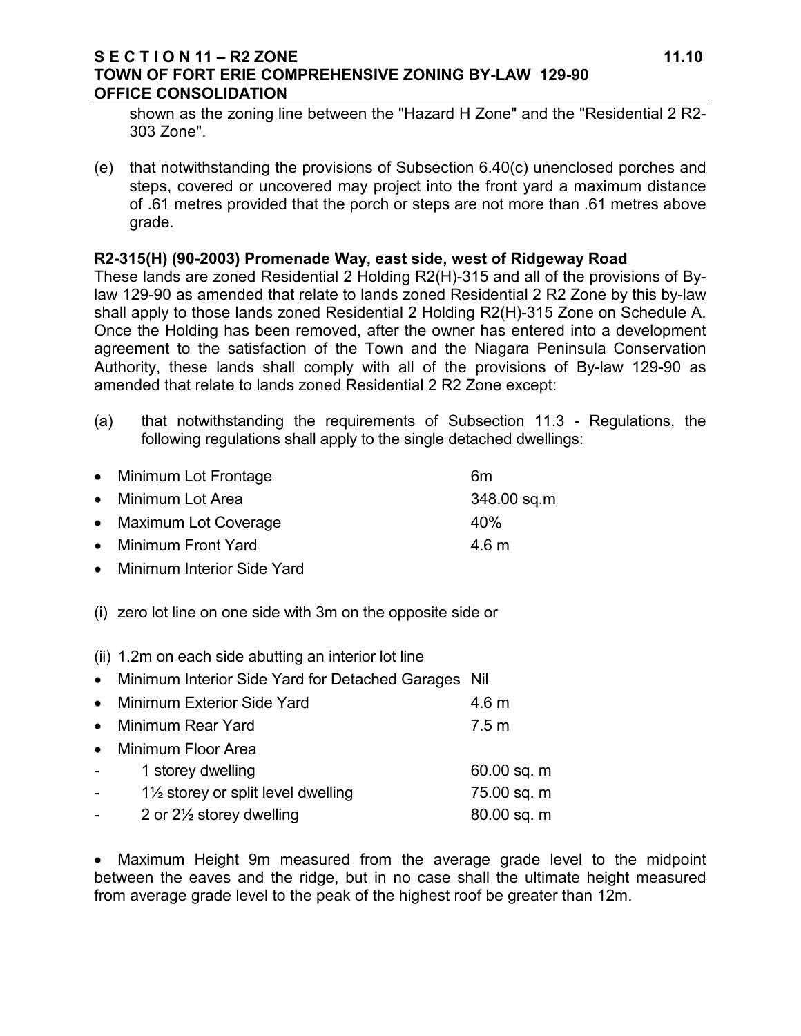shown as the zoning line between the "Hazard H Zone" and the "Residential 2 R2-303 Zone".

(e) that notwithstanding the provisions of Subsection 6.40(c) unenclosed porches and steps, covered or uncovered may project into the front yard a maximum distance of .61 metres provided that the porch or steps are not more than .61 metres above grade.

**R2-315(H) (90-2003) Promenade Way, east side, west of Ridgeway Road**

These lands are zoned Residential 2 Holding R2(H)-315 and all of the provisions of By-law 129-90 as amended that relate to lands zoned Residential 2 R2 Zone by this by-law shall apply to those lands zoned Residential 2 Holding R2(H)-315 Zone on Schedule A. Once the Holding has been removed, after the owner has entered into a development agreement to the satisfaction of the Town and the Niagara Peninsula Conservation Authority, these lands shall comply with all of the provisions of By-law 129-90 as amended that relate to lands zoned Residential 2 R2 Zone except:

(a) that notwithstanding the requirements of Subsection 11.3 - Regulations, the following regulations shall apply to the single detached dwellings:

- Minimum Lot Frontage 6m
- Minimum Lot Area 348.00 sq.m
- Maximum Lot Coverage 40%
- Minimum Front Yard 4.6 m
- Minimum Interior Side Yard

(i) zero lot line on one side with 3m on the opposite side or

(ii) 1.2m on each side abutting an interior lot line

- Minimum Interior Side Yard for Detached Garages Nil
- Minimum Exterior Side Yard 4.6 m
- Minimum Rear Yard 7.5 m
- Minimum Floor Area
  - 1 storey dwelling 60.00 sq. m
  - 1½ storey or split level dwelling 75.00 sq. m
  - 2 or 2½ storey dwelling 80.00 sq. m

- Maximum Height 9m measured from the average grade level to the midpoint between the eaves and the ridge, but in no case shall the ultimate height measured from average grade level to the peak of the highest roof be greater than 12m.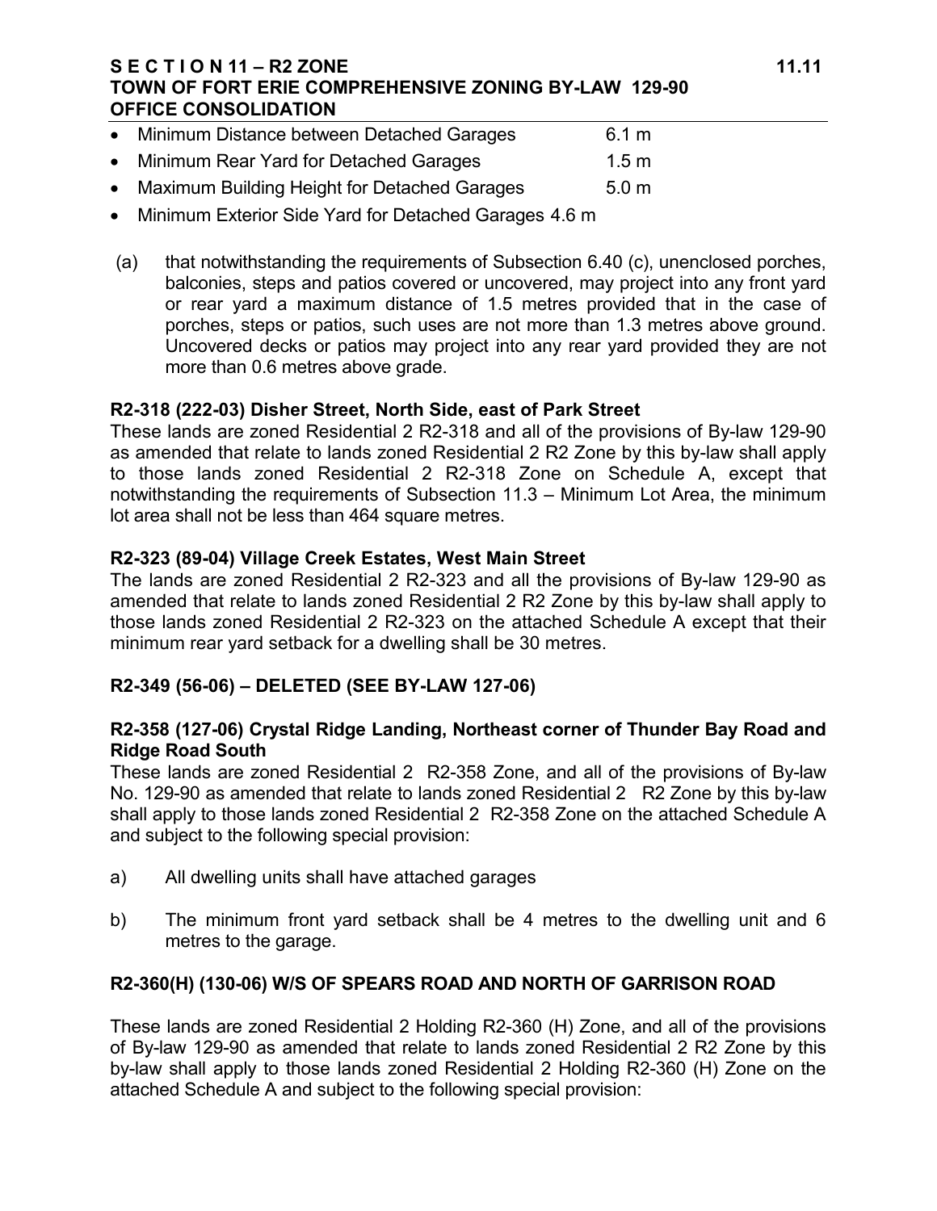- Minimum Distance between Detached Garages 6.1 m
- Minimum Rear Yard for Detached Garages 1.5 m
- Maximum Building Height for Detached Garages 5.0 m
- Minimum Exterior Side Yard for Detached Garages 4.6 m

(a) that notwithstanding the requirements of Subsection 6.40 (c), unenclosed porches, balconies, steps and patios covered or uncovered, may project into any front yard or rear yard a maximum distance of 1.5 metres provided that in the case of porches, steps or patios, such uses are not more than 1.3 metres above ground. Uncovered decks or patios may project into any rear yard provided they are not more than 0.6 metres above grade.

**R2-318 (222-03) Disher Street, North Side, east of Park Street**

These lands are zoned Residential 2 R2-318 and all of the provisions of By-law 129-90 as amended that relate to lands zoned Residential 2 R2 Zone by this by-law shall apply to those lands zoned Residential 2 R2-318 Zone on Schedule A, except that notwithstanding the requirements of Subsection 11.3 – Minimum Lot Area, the minimum lot area shall not be less than 464 square metres.

**R2-323 (89-04) Village Creek Estates, West Main Street**

The lands are zoned Residential 2 R2-323 and all the provisions of By-law 129-90 as amended that relate to lands zoned Residential 2 R2 Zone by this by-law shall apply to those lands zoned Residential 2 R2-323 on the attached Schedule A except that their minimum rear yard setback for a dwelling shall be 30 metres.

**R2-349 (56-06) – DELETED (SEE BY-LAW 127-06)**

**R2-358 (127-06) Crystal Ridge Landing, Northeast corner of Thunder Bay Road and Ridge Road South**

These lands are zoned Residential 2 R2-358 Zone, and all of the provisions of By-law No. 129-90 as amended that relate to lands zoned Residential 2 R2 Zone by this by-law shall apply to those lands zoned Residential 2 R2-358 Zone on the attached Schedule A and subject to the following special provision:

a) All dwelling units shall have attached garages

b) The minimum front yard setback shall be 4 metres to the dwelling unit and 6 metres to the garage.

**R2-360(H) (130-06) W/S OF SPEARS ROAD AND NORTH OF GARRISON ROAD**

These lands are zoned Residential 2 Holding R2-360 (H) Zone, and all of the provisions of By-law 129-90 as amended that relate to lands zoned Residential 2 R2 Zone by this by-law shall apply to those lands zoned Residential 2 Holding R2-360 (H) Zone on the attached Schedule A and subject to the following special provision: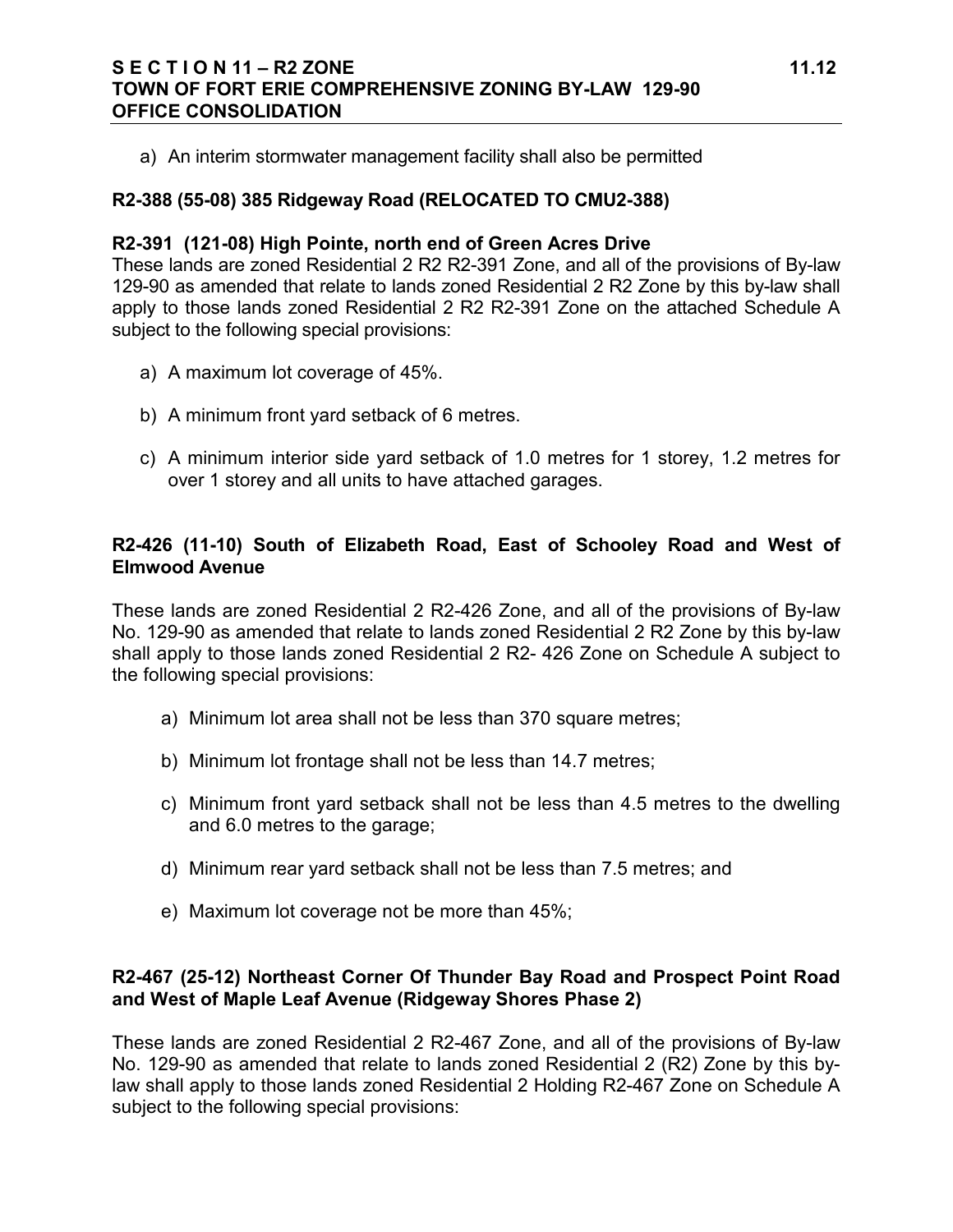a) An interim stormwater management facility shall also be permitted

**R2-388 (55-08) 385 Ridgeway Road (RELOCATED TO CMU2-388)**

**R2-391 (121-08) High Pointe, north end of Green Acres Drive**

These lands are zoned Residential 2 R2 R2-391 Zone, and all of the provisions of By-law 129-90 as amended that relate to lands zoned Residential 2 R2 Zone by this by-law shall apply to those lands zoned Residential 2 R2 R2-391 Zone on the attached Schedule A subject to the following special provisions:

a) A maximum lot coverage of 45%.

b) A minimum front yard setback of 6 metres.

c) A minimum interior side yard setback of 1.0 metres for 1 storey, 1.2 metres for over 1 storey and all units to have attached garages.

**R2-426 (11-10) South of Elizabeth Road, East of Schooley Road and West of Elmwood Avenue**

These lands are zoned Residential 2 R2-426 Zone, and all of the provisions of By-law No. 129-90 as amended that relate to lands zoned Residential 2 R2 Zone by this by-law shall apply to those lands zoned Residential 2 R2- 426 Zone on Schedule A subject to the following special provisions:

a) Minimum lot area shall not be less than 370 square metres;

b) Minimum lot frontage shall not be less than 14.7 metres;

c) Minimum front yard setback shall not be less than 4.5 metres to the dwelling and 6.0 metres to the garage;

d) Minimum rear yard setback shall not be less than 7.5 metres; and

e) Maximum lot coverage not be more than 45%;

**R2-467 (25-12) Northeast Corner Of Thunder Bay Road and Prospect Point Road and West of Maple Leaf Avenue (Ridgeway Shores Phase 2)**

These lands are zoned Residential 2 R2-467 Zone, and all of the provisions of By-law No. 129-90 as amended that relate to lands zoned Residential 2 (R2) Zone by this by-law shall apply to those lands zoned Residential 2 Holding R2-467 Zone on Schedule A subject to the following special provisions: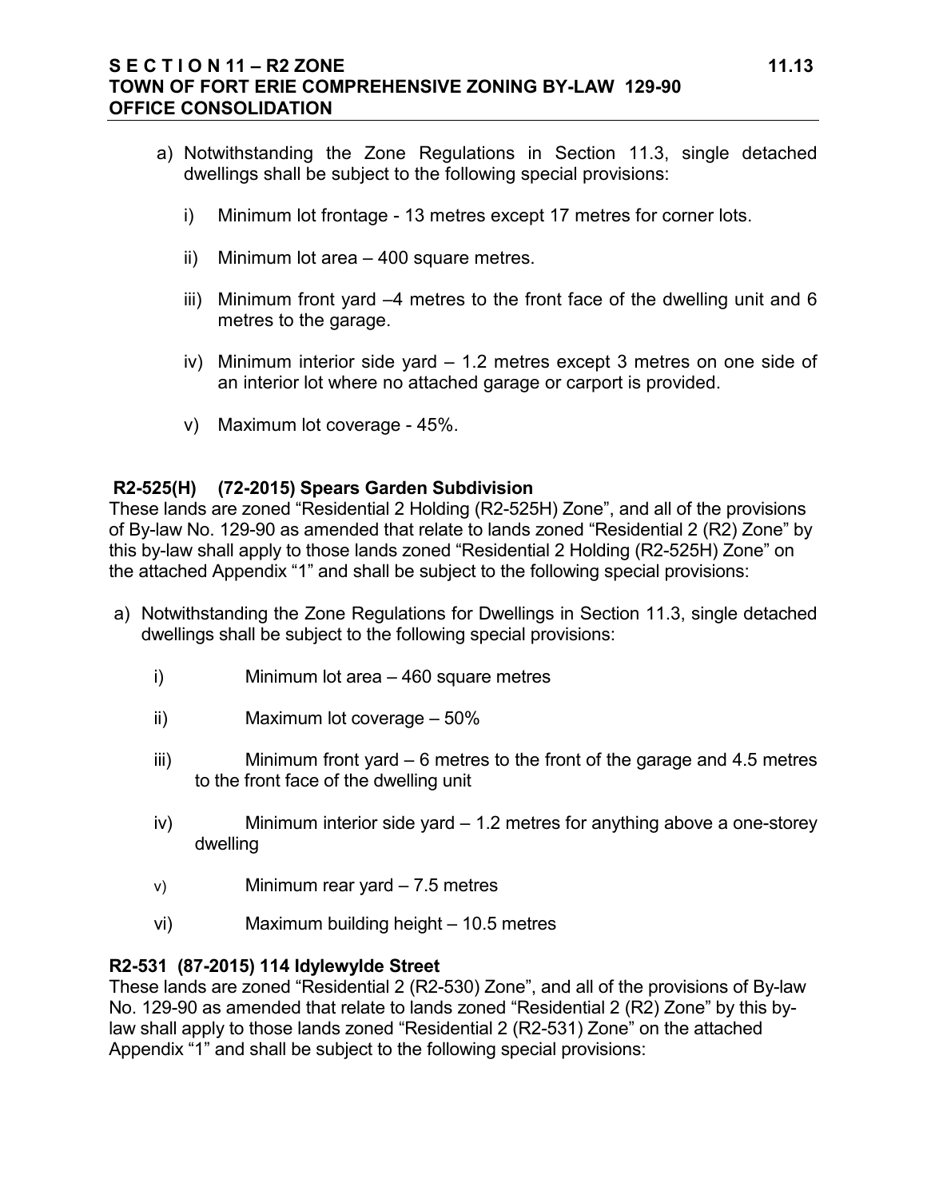a) Notwithstanding the Zone Regulations in Section 11.3, single detached dwellings shall be subject to the following special provisions:

   i) Minimum lot frontage - 13 metres except 17 metres for corner lots.

   ii) Minimum lot area – 400 square metres.

   iii) Minimum front yard –4 metres to the front face of the dwelling unit and 6 metres to the garage.

   iv) Minimum interior side yard – 1.2 metres except 3 metres on one side of an interior lot where no attached garage or carport is provided.

   v) Maximum lot coverage - 45%.

**R2-525(H) (72-2015) Spears Garden Subdivision**

These lands are zoned "Residential 2 Holding (R2-525H) Zone", and all of the provisions of By-law No. 129-90 as amended that relate to lands zoned "Residential 2 (R2) Zone" by this by-law shall apply to those lands zoned "Residential 2 Holding (R2-525H) Zone" on the attached Appendix "1" and shall be subject to the following special provisions:

a) Notwithstanding the Zone Regulations for Dwellings in Section 11.3, single detached dwellings shall be subject to the following special provisions:

   i) Minimum lot area – 460 square metres

   ii) Maximum lot coverage – 50%

   iii) Minimum front yard – 6 metres to the front of the garage and 4.5 metres to the front face of the dwelling unit

   iv) Minimum interior side yard – 1.2 metres for anything above a one-storey dwelling

   v) Minimum rear yard – 7.5 metres

   vi) Maximum building height – 10.5 metres

**R2-531 (87-2015) 114 Idylewylde Street**

These lands are zoned "Residential 2 (R2-530) Zone", and all of the provisions of By-law No. 129-90 as amended that relate to lands zoned "Residential 2 (R2) Zone" by this by-law shall apply to those lands zoned "Residential 2 (R2-531) Zone" on the attached Appendix "1" and shall be subject to the following special provisions: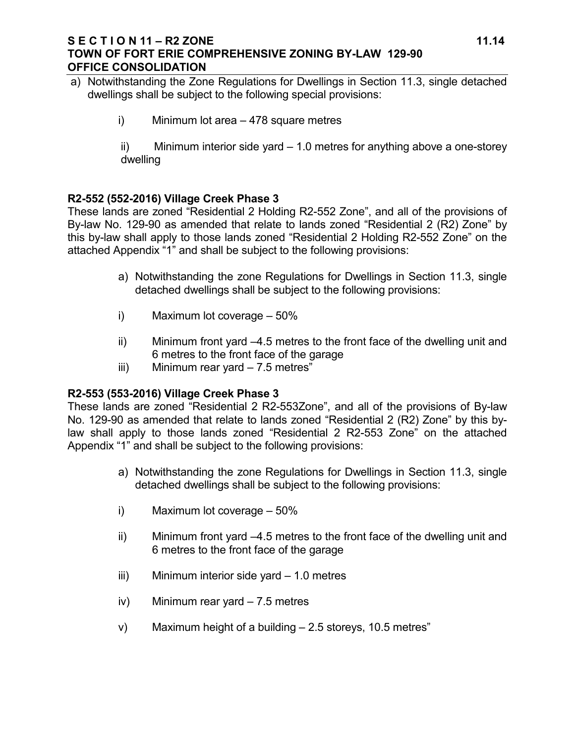a) Notwithstanding the Zone Regulations for Dwellings in Section 11.3, single detached dwellings shall be subject to the following special provisions:

i) Minimum lot area – 478 square metres

ii) Minimum interior side yard – 1.0 metres for anything above a one-storey dwelling

**R2-552 (552-2016) Village Creek Phase 3**

These lands are zoned "Residential 2 Holding R2-552 Zone", and all of the provisions of By-law No. 129-90 as amended that relate to lands zoned "Residential 2 (R2) Zone" by this by-law shall apply to those lands zoned "Residential 2 Holding R2-552 Zone" on the attached Appendix "1" and shall be subject to the following provisions:

a) Notwithstanding the zone Regulations for Dwellings in Section 11.3, single detached dwellings shall be subject to the following provisions:

i) Maximum lot coverage – 50%

ii) Minimum front yard –4.5 metres to the front face of the dwelling unit and 6 metres to the front face of the garage

iii) Minimum rear yard – 7.5 metres"

**R2-553 (553-2016) Village Creek Phase 3**

These lands are zoned "Residential 2 R2-553Zone", and all of the provisions of By-law No. 129-90 as amended that relate to lands zoned "Residential 2 (R2) Zone" by this by-law shall apply to those lands zoned "Residential 2 R2-553 Zone" on the attached Appendix "1" and shall be subject to the following provisions:

a) Notwithstanding the zone Regulations for Dwellings in Section 11.3, single detached dwellings shall be subject to the following provisions:

i) Maximum lot coverage – 50%

ii) Minimum front yard –4.5 metres to the front face of the dwelling unit and 6 metres to the front face of the garage

iii) Minimum interior side yard – 1.0 metres

iv) Minimum rear yard – 7.5 metres

v) Maximum height of a building – 2.5 storeys, 10.5 metres"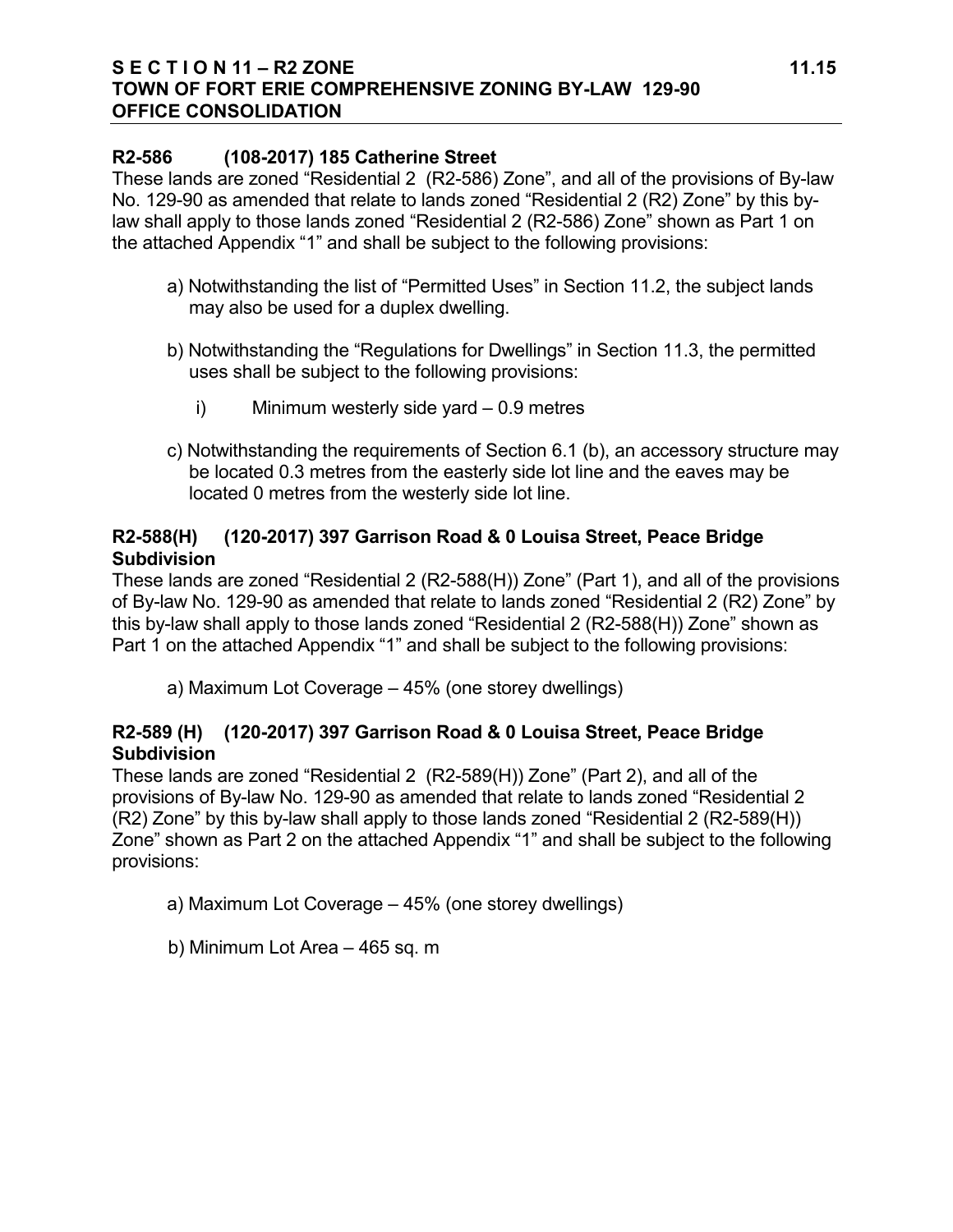**R2-586 (108-2017) 185 Catherine Street**

These lands are zoned "Residential 2 (R2-586) Zone", and all of the provisions of By-law No. 129-90 as amended that relate to lands zoned "Residential 2 (R2) Zone" by this by-law shall apply to those lands zoned "Residential 2 (R2-586) Zone" shown as Part 1 on the attached Appendix "1" and shall be subject to the following provisions:

a) Notwithstanding the list of "Permitted Uses" in Section 11.2, the subject lands may also be used for a duplex dwelling.

b) Notwithstanding the "Regulations for Dwellings" in Section 11.3, the permitted uses shall be subject to the following provisions:

   i) Minimum westerly side yard – 0.9 metres

c) Notwithstanding the requirements of Section 6.1 (b), an accessory structure may be located 0.3 metres from the easterly side lot line and the eaves may be located 0 metres from the westerly side lot line.

**R2-588(H) (120-2017) 397 Garrison Road & 0 Louisa Street, Peace Bridge Subdivision**

These lands are zoned "Residential 2 (R2-588(H)) Zone" (Part 1), and all of the provisions of By-law No. 129-90 as amended that relate to lands zoned "Residential 2 (R2) Zone" by this by-law shall apply to those lands zoned "Residential 2 (R2-588(H)) Zone" shown as Part 1 on the attached Appendix "1" and shall be subject to the following provisions:

a) Maximum Lot Coverage – 45% (one storey dwellings)

**R2-589 (H) (120-2017) 397 Garrison Road & 0 Louisa Street, Peace Bridge Subdivision**

These lands are zoned "Residential 2 (R2-589(H)) Zone" (Part 2), and all of the provisions of By-law No. 129-90 as amended that relate to lands zoned "Residential 2 (R2) Zone" by this by-law shall apply to those lands zoned "Residential 2 (R2-589(H)) Zone" shown as Part 2 on the attached Appendix "1" and shall be subject to the following provisions:

a) Maximum Lot Coverage – 45% (one storey dwellings)

b) Minimum Lot Area – 465 sq. m